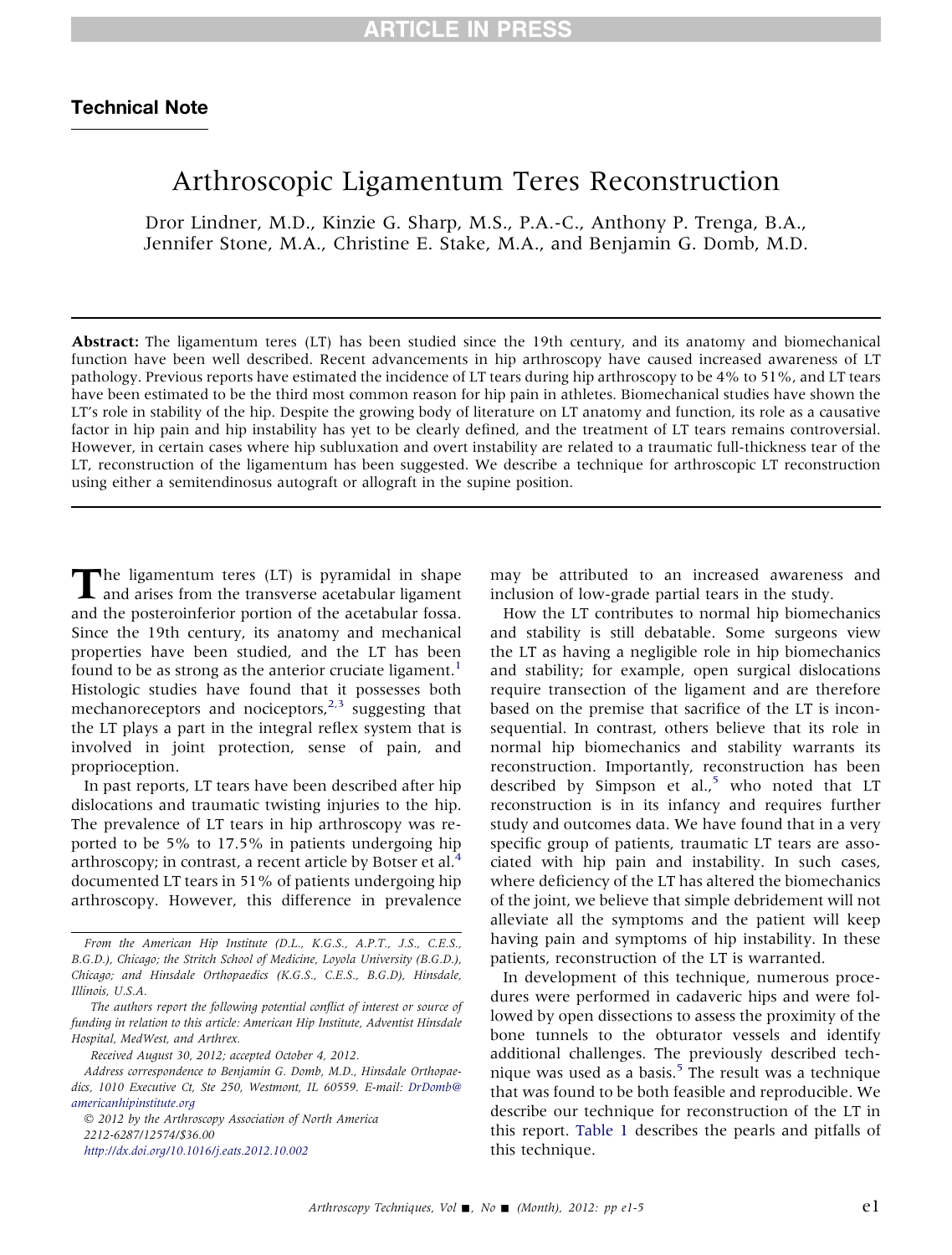## Technical Note

# Arthroscopic Ligamentum Teres Reconstruction

Dror Lindner, M.D., Kinzie G. Sharp, M.S., P.A.-C., Anthony P. Trenga, B.A., Jennifer Stone, M.A., Christine E. Stake, M.A., and Benjamin G. Domb, M.D.

**Abstract:** The ligamentum teres (LT) has been studied since the 19th century, and its anatomy and biomechanical function have been well described. Recent advancements in hip arthroscopy have caused increased awareness of LT pathology. Previous reports have estimated the incidence of LT tears during hip arthroscopy to be 4% to 51%, and LT tears have been estimated to be the third most common reason for hip pain in athletes. Biomechanical studies have shown the LT's role in stability of the hip. Despite the growing body of literature on LT anatomy and function, its role as a causative factor in hip pain and hip instability has yet to be clearly defined, and the treatment of LT tears remains controversial. However, in certain cases where hip subluxation and overt instability are related to a traumatic full-thickness tear of the LT, reconstruction of the ligamentum has been suggested. We describe a technique for arthroscopic LT reconstruction using either a semitendinosus autograft or allograft in the supine position.

The ligamentum teres (LT) is pyramidal in shape and arises from the transverse acetabular ligament and the posteroinferior portion of the acetabular fossa. Since the 19th century, its anatomy and mechanical properties have been studied, and the LT has been found to be as strong as the anterior cruciate ligament.[1] Histologic studies have found that it possesses both mechanoreceptors and nociceptors,[2,3] suggesting that the LT plays a part in the integral reflex system that is involved in joint protection, sense of pain, and proprioception.

In past reports, LT tears have been described after hip dislocations and traumatic twisting injuries to the hip. The prevalence of LT tears in hip arthroscopy was reported to be 5% to 17.5% in patients undergoing hip arthroscopy; in contrast, a recent article by Botser et al.[4] documented LT tears in 51% of patients undergoing hip arthroscopy. However, this difference in prevalence may be attributed to an increased awareness and inclusion of low-grade partial tears in the study.

How the LT contributes to normal hip biomechanics and stability is still debatable. Some surgeons view the LT as having a negligible role in hip biomechanics and stability; for example, open surgical dislocations require transection of the ligament and are therefore based on the premise that sacrifice of the LT is inconsequential. In contrast, others believe that its role in normal hip biomechanics and stability warrants its reconstruction. Importantly, reconstruction has been described by Simpson et al.,[5] who noted that LT reconstruction is in its infancy and requires further study and outcomes data. We have found that in a very specific group of patients, traumatic LT tears are associated with hip pain and instability. In such cases, where deficiency of the LT has altered the biomechanics of the joint, we believe that simple debridement will not alleviate all the symptoms and the patient will keep having pain and symptoms of hip instability. In these patients, reconstruction of the LT is warranted.

In development of this technique, numerous procedures were performed in cadaveric hips and were followed by open dissections to assess the proximity of the bone tunnels to the obturator vessels and identify additional challenges. The previously described technique was used as a basis.[5] The result was a technique that was found to be both feasible and reproducible. We describe our technique for reconstruction of the LT in this report. Table 1 describes the pearls and pitfalls of this technique.

*From the American Hip Institute (D.L., K.G.S., A.P.T., J.S., C.E.S., B.G.D.), Chicago; the Stritch School of Medicine, Loyola University (B.G.D.), Chicago; and Hinsdale Orthopaedics (K.G.S., C.E.S., B.G.D), Hinsdale, Illinois, U.S.A.*

*The authors report the following potential conflict of interest or source of funding in relation to this article: American Hip Institute, Adventist Hinsdale Hospital, MedWest, and Arthrex.*

*Received August 30, 2012; accepted October 4, 2012.*

*Address correspondence to Benjamin G. Domb, M.D., Hinsdale Orthopaedics, 1010 Executive Ct, Ste 250, Westmont, IL 60559. E-mail: DrDomb@americanhipinstitute.org*

*© 2012 by the Arthroscopy Association of North America*
*2212-6287/12574/$36.00*
*http://dx.doi.org/10.1016/j.eats.2012.10.002*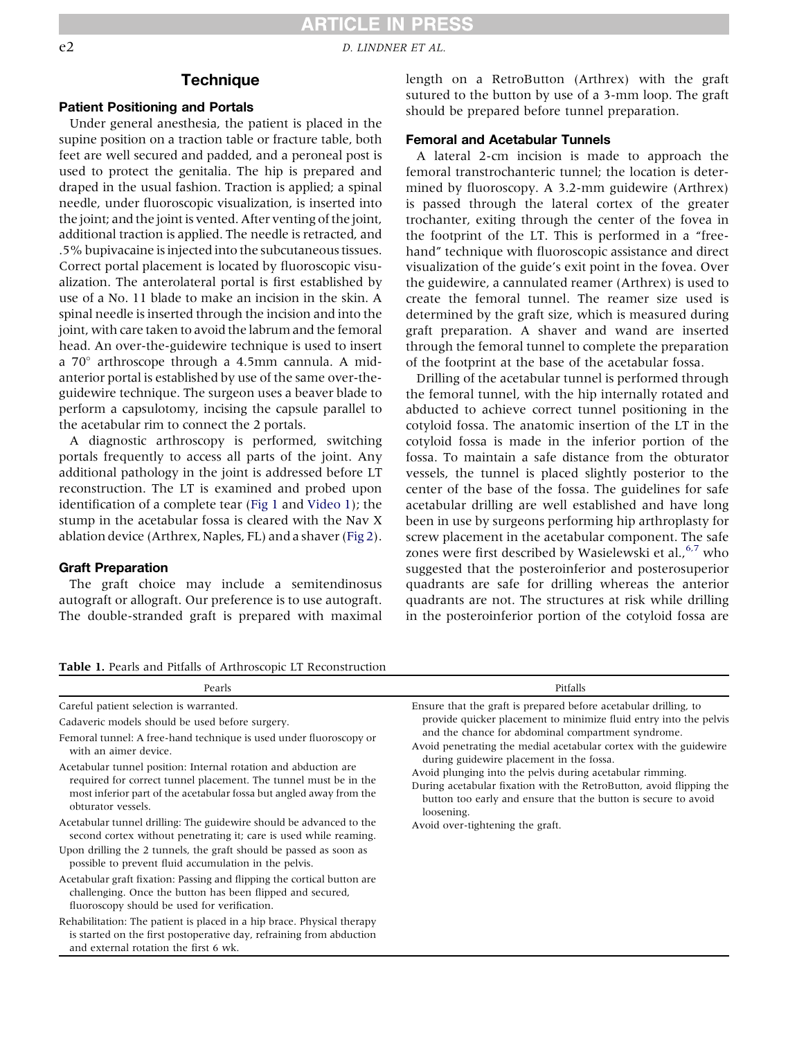## Technique

### Patient Positioning and Portals

Under general anesthesia, the patient is placed in the supine position on a traction table or fracture table, both feet are well secured and padded, and a peroneal post is used to protect the genitalia. The hip is prepared and draped in the usual fashion. Traction is applied; a spinal needle, under fluoroscopic visualization, is inserted into the joint; and the joint is vented. After venting of the joint, additional traction is applied. The needle is retracted, and .5% bupivacaine is injected into the subcutaneous tissues. Correct portal placement is located by fluoroscopic visualization. The anterolateral portal is first established by use of a No. 11 blade to make an incision in the skin. A spinal needle is inserted through the incision and into the joint, with care taken to avoid the labrum and the femoral head. An over-the-guidewire technique is used to insert a 70° arthroscope through a 4.5mm cannula. A mid-anterior portal is established by use of the same over-the-guidewire technique. The surgeon uses a beaver blade to perform a capsulotomy, incising the capsule parallel to the acetabular rim to connect the 2 portals.

A diagnostic arthroscopy is performed, switching portals frequently to access all parts of the joint. Any additional pathology in the joint is addressed before LT reconstruction. The LT is examined and probed upon identification of a complete tear (Fig 1 and Video 1); the stump in the acetabular fossa is cleared with the Nav X ablation device (Arthrex, Naples, FL) and a shaver (Fig 2).

### Graft Preparation

The graft choice may include a semitendinosus autograft or allograft. Our preference is to use autograft. The double-stranded graft is prepared with maximal length on a RetroButton (Arthrex) with the graft sutured to the button by use of a 3-mm loop. The graft should be prepared before tunnel preparation.

### Femoral and Acetabular Tunnels

A lateral 2-cm incision is made to approach the femoral transtrochanteric tunnel; the location is determined by fluoroscopy. A 3.2-mm guidewire (Arthrex) is passed through the lateral cortex of the greater trochanter, exiting through the center of the fovea in the footprint of the LT. This is performed in a "free-hand" technique with fluoroscopic assistance and direct visualization of the guide's exit point in the fovea. Over the guidewire, a cannulated reamer (Arthrex) is used to create the femoral tunnel. The reamer size used is determined by the graft size, which is measured during graft preparation. A shaver and wand are inserted through the femoral tunnel to complete the preparation of the footprint at the base of the acetabular fossa.

Drilling of the acetabular tunnel is performed through the femoral tunnel, with the hip internally rotated and abducted to achieve correct tunnel positioning in the cotyloid fossa. The anatomic insertion of the LT in the cotyloid fossa is made in the inferior portion of the fossa. To maintain a safe distance from the obturator vessels, the tunnel is placed slightly posterior to the center of the base of the fossa. The guidelines for safe acetabular drilling are well established and have long been in use by surgeons performing hip arthroplasty for screw placement in the acetabular component. The safe zones were first described by Wasielewski et al.,[6,7] who suggested that the posteroinferior and posterosuperior quadrants are safe for drilling whereas the anterior quadrants are not. The structures at risk while drilling in the posteroinferior portion of the cotyloid fossa are

**Table 1.** Pearls and Pitfalls of Arthroscopic LT Reconstruction

| Pearls | Pitfalls |
|---|---|
| Careful patient selection is warranted. | Ensure that the graft is prepared before acetabular drilling, to provide quicker placement to minimize fluid entry into the pelvis and the chance for abdominal compartment syndrome. |
| Cadaveric models should be used before surgery. | Avoid penetrating the medial acetabular cortex with the guidewire during guidewire placement in the fossa. |
| Femoral tunnel: A free-hand technique is used under fluoroscopy or with an aimer device. | Avoid plunging into the pelvis during acetabular rimming. |
| Acetabular tunnel position: Internal rotation and abduction are required for correct tunnel placement. The tunnel must be in the most inferior part of the acetabular fossa but angled away from the obturator vessels. | During acetabular fixation with the RetroButton, avoid flipping the button too early and ensure that the button is secure to avoid loosening. |
| Acetabular tunnel drilling: The guidewire should be advanced to the second cortex without penetrating it; care is used while reaming. | Avoid over-tightening the graft. |
| Upon drilling the 2 tunnels, the graft should be passed as soon as possible to prevent fluid accumulation in the pelvis. | |
| Acetabular graft fixation: Passing and flipping the cortical button are challenging. Once the button has been flipped and secured, fluoroscopy should be used for verification. | |
| Rehabilitation: The patient is placed in a hip brace. Physical therapy is started on the first postoperative day, refraining from abduction and external rotation the first 6 wk. | |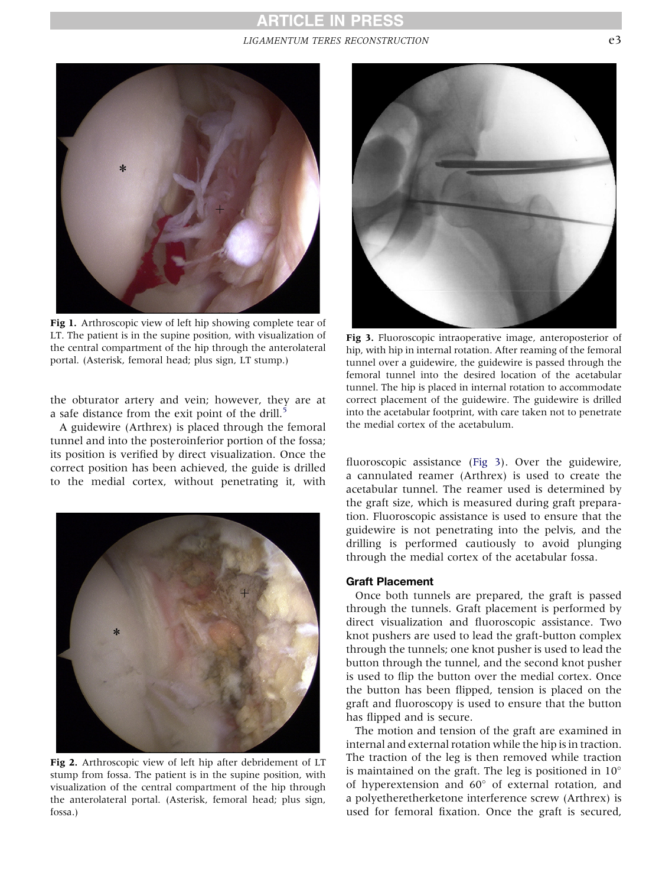Fig 1. Arthroscopic view of left hip showing complete tear of LT. The patient is in the supine position, with visualization of the central compartment of the hip through the anterolateral portal. (Asterisk, femoral head; plus sign, LT stump.)

the obturator artery and vein; however, they are at a safe distance from the exit point of the drill.[5]

A guidewire (Arthrex) is placed through the femoral tunnel and into the posteroinferior portion of the fossa; its position is verified by direct visualization. Once the correct position has been achieved, the guide is drilled to the medial cortex, without penetrating it, with fluoroscopic assistance (Fig 3). Over the guidewire, a cannulated reamer (Arthrex) is used to create the acetabular tunnel. The reamer used is determined by the graft size, which is measured during graft preparation. Fluoroscopic assistance is used to ensure that the guidewire is not penetrating into the pelvis, and the drilling is performed cautiously to avoid plunging through the medial cortex of the acetabular fossa.

Fig 2. Arthroscopic view of left hip after debridement of LT stump from fossa. The patient is in the supine position, with visualization of the central compartment of the hip through the anterolateral portal. (Asterisk, femoral head; plus sign, fossa.)

Fig 3. Fluoroscopic intraoperative image, anteroposterior of hip, with hip in internal rotation. After reaming of the femoral tunnel over a guidewire, the guidewire is passed through the femoral tunnel into the desired location of the acetabular tunnel. The hip is placed in internal rotation to accommodate correct placement of the guidewire. The guidewire is drilled into the acetabular footprint, with care taken not to penetrate the medial cortex of the acetabulum.

### Graft Placement

Once both tunnels are prepared, the graft is passed through the tunnels. Graft placement is performed by direct visualization and fluoroscopic assistance. Two knot pushers are used to lead the graft-button complex through the tunnels; one knot pusher is used to lead the button through the tunnel, and the second knot pusher is used to flip the button over the medial cortex. Once the button has been flipped, tension is placed on the graft and fluoroscopy is used to ensure that the button has flipped and is secure.

The motion and tension of the graft are examined in internal and external rotation while the hip is in traction. The traction of the leg is then removed while traction is maintained on the graft. The leg is positioned in 10° of hyperextension and 60° of external rotation, and a polyetheretherketone interference screw (Arthrex) is used for femoral fixation. Once the graft is secured,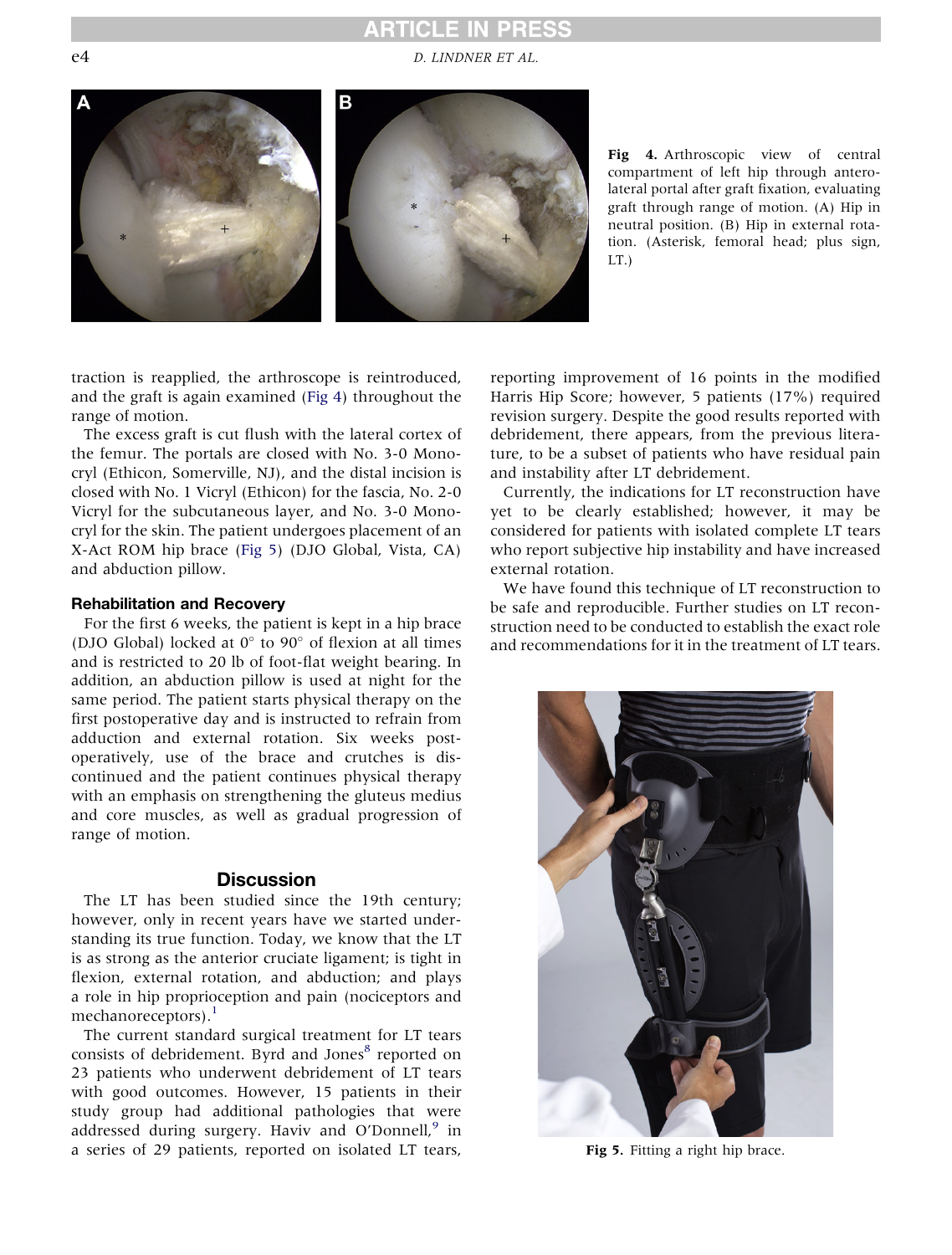Fig 4. Arthroscopic view of central compartment of left hip through anterolateral portal after graft fixation, evaluating graft through range of motion. (A) Hip in neutral position. (B) Hip in external rotation. (Asterisk, femoral head; plus sign, LT.)

traction is reapplied, the arthroscope is reintroduced, and the graft is again examined (Fig 4) throughout the range of motion.

The excess graft is cut flush with the lateral cortex of the femur. The portals are closed with No. 3-0 Monocryl (Ethicon, Somerville, NJ), and the distal incision is closed with No. 1 Vicryl (Ethicon) for the fascia, No. 2-0 Vicryl for the subcutaneous layer, and No. 3-0 Monocryl for the skin. The patient undergoes placement of an X-Act ROM hip brace (Fig 5) (DJO Global, Vista, CA) and abduction pillow.

### Rehabilitation and Recovery

For the first 6 weeks, the patient is kept in a hip brace (DJO Global) locked at 0° to 90° of flexion at all times and is restricted to 20 lb of foot-flat weight bearing. In addition, an abduction pillow is used at night for the same period. The patient starts physical therapy on the first postoperative day and is instructed to refrain from adduction and external rotation. Six weeks postoperatively, use of the brace and crutches is discontinued and the patient continues physical therapy with an emphasis on strengthening the gluteus medius and core muscles, as well as gradual progression of range of motion.

## Discussion

The LT has been studied since the 19th century; however, only in recent years have we started understanding its true function. Today, we know that the LT is as strong as the anterior cruciate ligament; is tight in flexion, external rotation, and abduction; and plays a role in hip proprioception and pain (nociceptors and mechanoreceptors).[1]

The current standard surgical treatment for LT tears consists of debridement. Byrd and Jones[8] reported on 23 patients who underwent debridement of LT tears with good outcomes. However, 15 patients in their study group had additional pathologies that were addressed during surgery. Haviv and O'Donnell,[9] in a series of 29 patients, reported on isolated LT tears, reporting improvement of 16 points in the modified Harris Hip Score; however, 5 patients (17%) required revision surgery. Despite the good results reported with debridement, there appears, from the previous literature, to be a subset of patients who have residual pain and instability after LT debridement.

Currently, the indications for LT reconstruction have yet to be clearly established; however, it may be considered for patients with isolated complete LT tears who report subjective hip instability and have increased external rotation.

We have found this technique of LT reconstruction to be safe and reproducible. Further studies on LT reconstruction need to be conducted to establish the exact role and recommendations for it in the treatment of LT tears.

Fig 5. Fitting a right hip brace.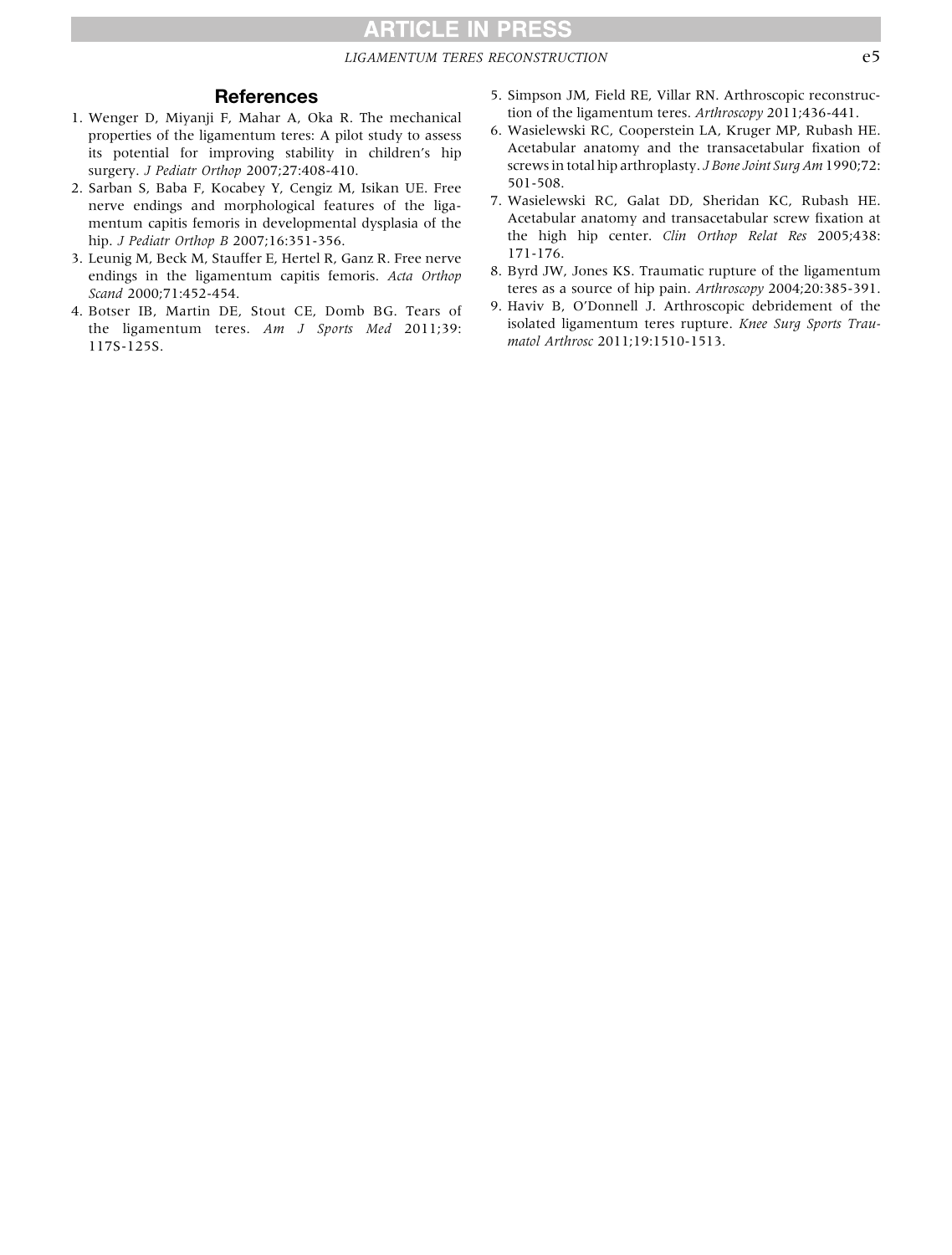## References

1. Wenger D, Miyanji F, Mahar A, Oka R. The mechanical properties of the ligamentum teres: A pilot study to assess its potential for improving stability in children's hip surgery. *J Pediatr Orthop* 2007;27:408-410.
2. Sarban S, Baba F, Kocabey Y, Cengiz M, Isikan UE. Free nerve endings and morphological features of the ligamentum capitis femoris in developmental dysplasia of the hip. *J Pediatr Orthop B* 2007;16:351-356.
3. Leunig M, Beck M, Stauffer E, Hertel R, Ganz R. Free nerve endings in the ligamentum capitis femoris. *Acta Orthop Scand* 2000;71:452-454.
4. Botser IB, Martin DE, Stout CE, Domb BG. Tears of the ligamentum teres. *Am J Sports Med* 2011;39: 117S-125S.
5. Simpson JM, Field RE, Villar RN. Arthroscopic reconstruction of the ligamentum teres. *Arthroscopy* 2011;436-441.
6. Wasielewski RC, Cooperstein LA, Kruger MP, Rubash HE. Acetabular anatomy and the transacetabular fixation of screws in total hip arthroplasty. *J Bone Joint Surg Am* 1990;72: 501-508.
7. Wasielewski RC, Galat DD, Sheridan KC, Rubash HE. Acetabular anatomy and transacetabular screw fixation at the high hip center. *Clin Orthop Relat Res* 2005;438: 171-176.
8. Byrd JW, Jones KS. Traumatic rupture of the ligamentum teres as a source of hip pain. *Arthroscopy* 2004;20:385-391.
9. Haviv B, O'Donnell J. Arthroscopic debridement of the isolated ligamentum teres rupture. *Knee Surg Sports Traumatol Arthrosc* 2011;19:1510-1513.